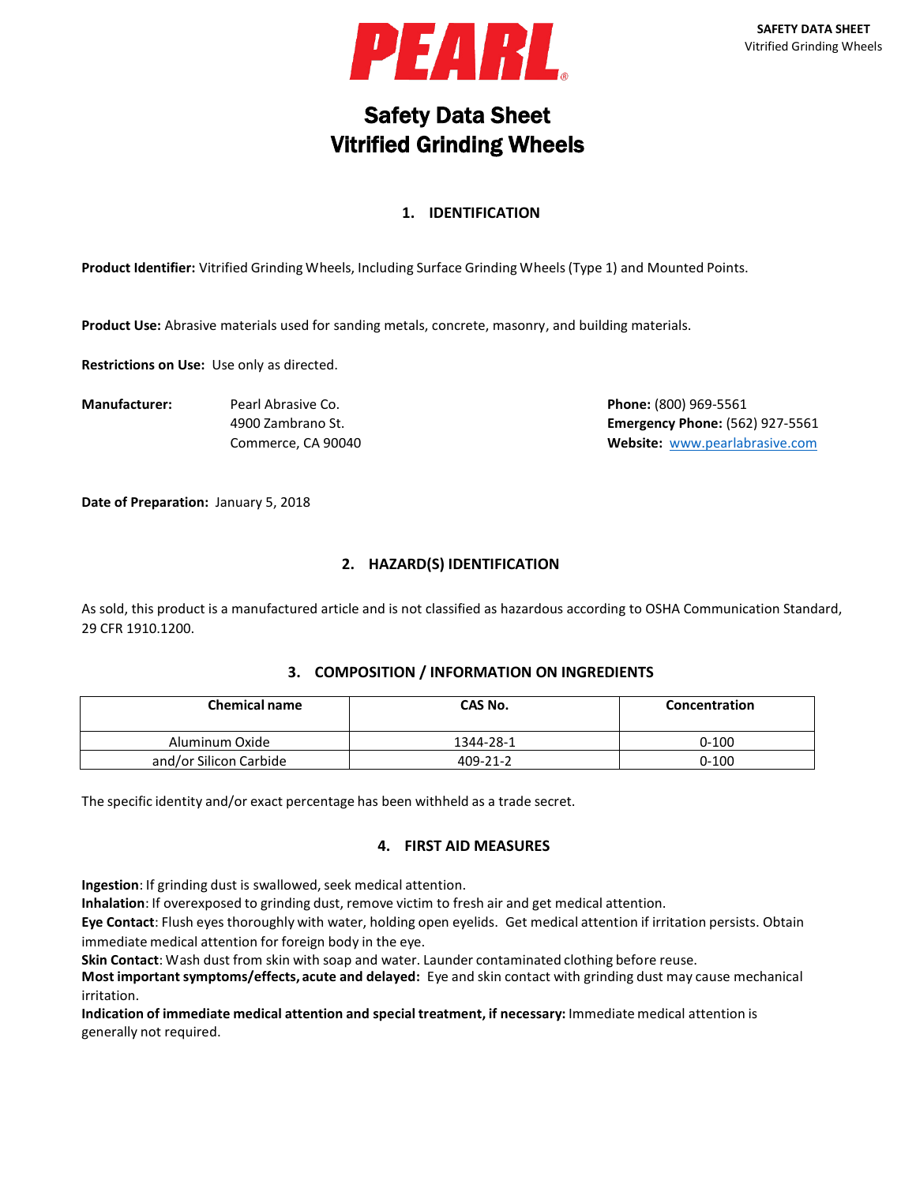PEARL®

# Safety Data Sheet
# Vitrified Grinding Wheels

## 1. IDENTIFICATION

**Product Identifier:** Vitrified Grinding Wheels, Including Surface Grinding Wheels (Type 1) and Mounted Points.

**Product Use:** Abrasive materials used for sanding metals, concrete, masonry, and building materials.

**Restrictions on Use:** Use only as directed.

**Manufacturer:** Pearl Abrasive Co.
4900 Zambrano St.
Commerce, CA 90040

**Phone:** (800) 969-5561
**Emergency Phone:** (562) 927-5561
**Website:** www.pearlabrasive.com

**Date of Preparation:** January 5, 2018

## 2. HAZARD(S) IDENTIFICATION

As sold, this product is a manufactured article and is not classified as hazardous according to OSHA Communication Standard, 29 CFR 1910.1200.

## 3. COMPOSITION / INFORMATION ON INGREDIENTS

| Chemical name | CAS No. | Concentration |
|---|---|---|
| Aluminum Oxide | 1344-28-1 | 0-100 |
| and/or Silicon Carbide | 409-21-2 | 0-100 |

The specific identity and/or exact percentage has been withheld as a trade secret.

## 4. FIRST AID MEASURES

**Ingestion**: If grinding dust is swallowed, seek medical attention.
**Inhalation**: If overexposed to grinding dust, remove victim to fresh air and get medical attention.
**Eye Contact**: Flush eyes thoroughly with water, holding open eyelids. Get medical attention if irritation persists. Obtain immediate medical attention for foreign body in the eye.
**Skin Contact**: Wash dust from skin with soap and water. Launder contaminated clothing before reuse.
**Most important symptoms/effects, acute and delayed:** Eye and skin contact with grinding dust may cause mechanical irritation.
**Indication of immediate medical attention and special treatment, if necessary:** Immediate medical attention is generally not required.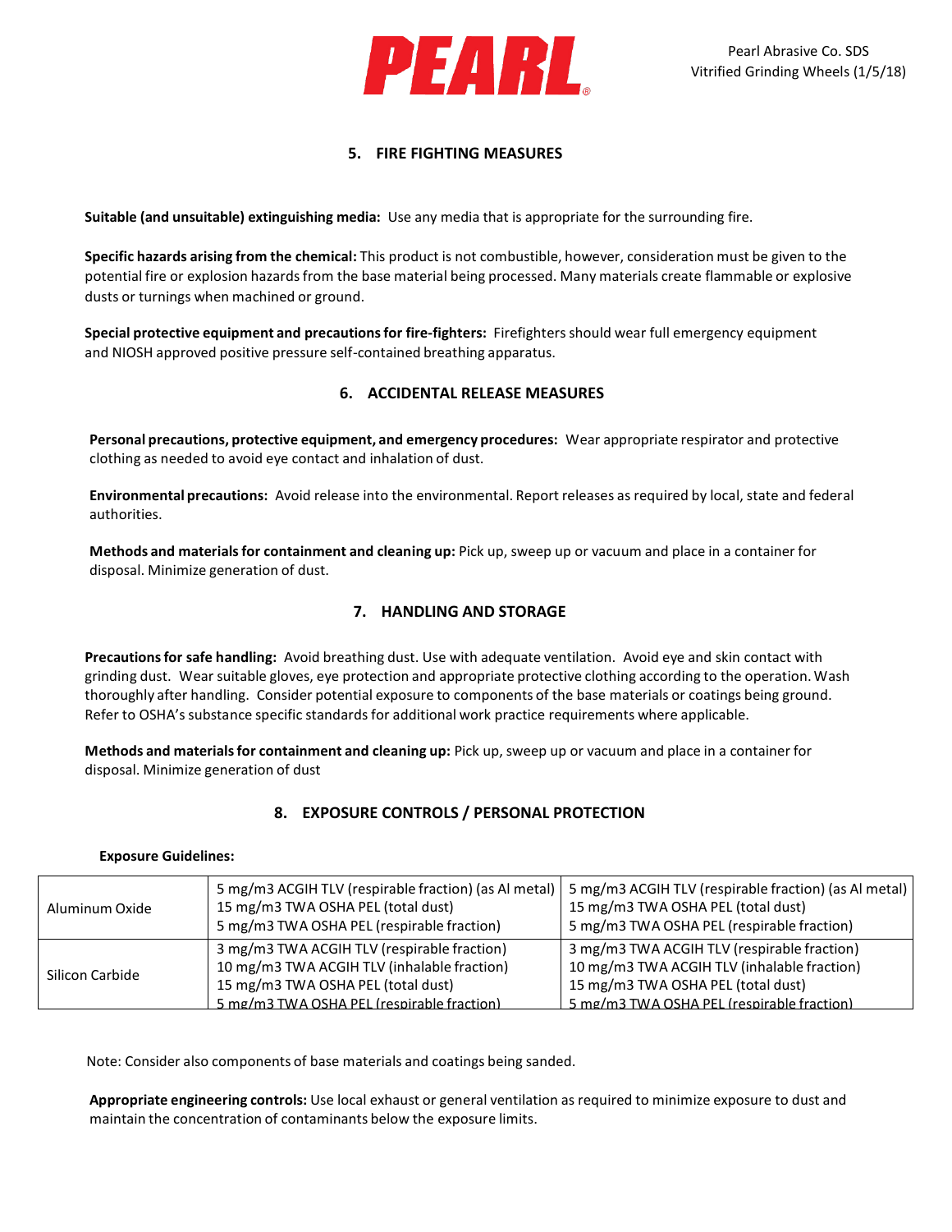## 5. FIRE FIGHTING MEASURES

**Suitable (and unsuitable) extinguishing media:** Use any media that is appropriate for the surrounding fire.

**Specific hazards arising from the chemical:** This product is not combustible, however, consideration must be given to the potential fire or explosion hazards from the base material being processed. Many materials create flammable or explosive dusts or turnings when machined or ground.

**Special protective equipment and precautions for fire-fighters:** Firefighters should wear full emergency equipment and NIOSH approved positive pressure self-contained breathing apparatus.

## 6. ACCIDENTAL RELEASE MEASURES

**Personal precautions, protective equipment, and emergency procedures:** Wear appropriate respirator and protective clothing as needed to avoid eye contact and inhalation of dust.

**Environmental precautions:** Avoid release into the environmental. Report releases as required by local, state and federal authorities.

**Methods and materials for containment and cleaning up:** Pick up, sweep up or vacuum and place in a container for disposal. Minimize generation of dust.

## 7. HANDLING AND STORAGE

**Precautions for safe handling:** Avoid breathing dust. Use with adequate ventilation. Avoid eye and skin contact with grinding dust. Wear suitable gloves, eye protection and appropriate protective clothing according to the operation. Wash thoroughly after handling. Consider potential exposure to components of the base materials or coatings being ground. Refer to OSHA's substance specific standards for additional work practice requirements where applicable.

**Methods and materials for containment and cleaning up:** Pick up, sweep up or vacuum and place in a container for disposal. Minimize generation of dust

## 8. EXPOSURE CONTROLS / PERSONAL PROTECTION

**Exposure Guidelines:**

| | | |
|---|---|---|
| Aluminum Oxide | 5 mg/m3 ACGIH TLV (respirable fraction) (as Al metal)<br>15 mg/m3 TWA OSHA PEL (total dust)<br>5 mg/m3 TWA OSHA PEL (respirable fraction) | 5 mg/m3 ACGIH TLV (respirable fraction) (as Al metal)<br>15 mg/m3 TWA OSHA PEL (total dust)<br>5 mg/m3 TWA OSHA PEL (respirable fraction) |
| Silicon Carbide | 3 mg/m3 TWA ACGIH TLV (respirable fraction)<br>10 mg/m3 TWA ACGIH TLV (inhalable fraction)<br>15 mg/m3 TWA OSHA PEL (total dust)<br>5 mg/m3 TWA OSHA PEL (respirable fraction) | 3 mg/m3 TWA ACGIH TLV (respirable fraction)<br>10 mg/m3 TWA ACGIH TLV (inhalable fraction)<br>15 mg/m3 TWA OSHA PEL (total dust)<br>5 mg/m3 TWA OSHA PEL (respirable fraction) |

Note: Consider also components of base materials and coatings being sanded.

**Appropriate engineering controls:** Use local exhaust or general ventilation as required to minimize exposure to dust and maintain the concentration of contaminants below the exposure limits.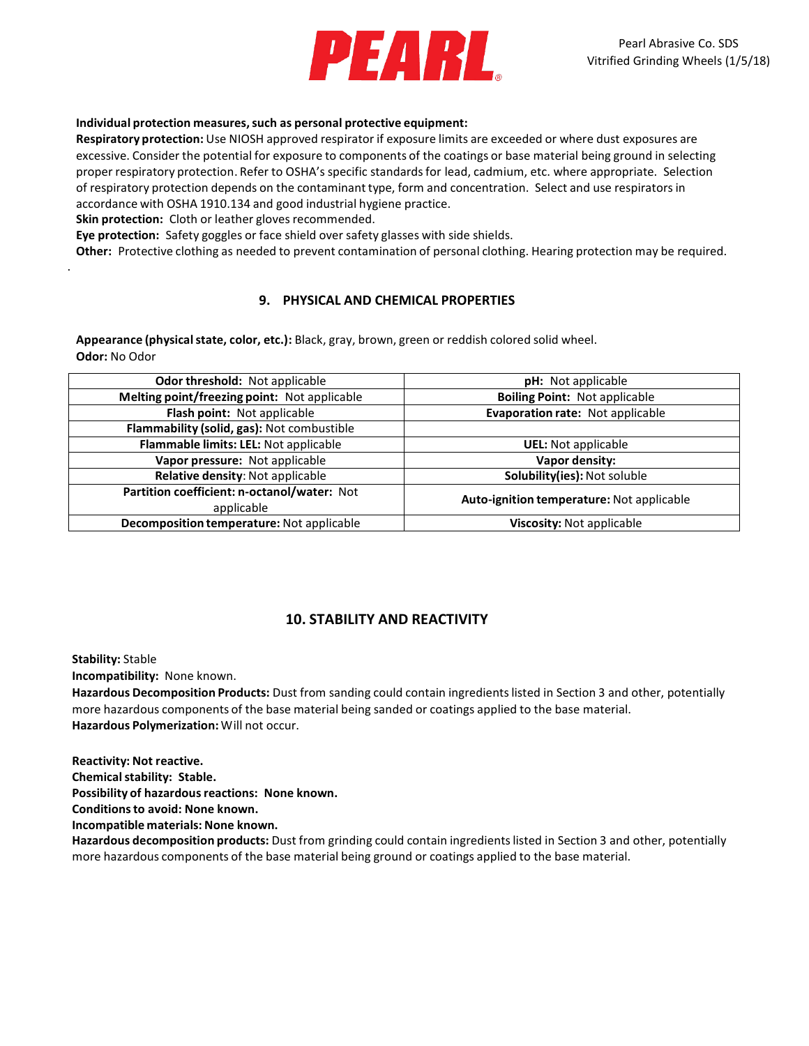**Individual protection measures, such as personal protective equipment:**
**Respiratory protection:** Use NIOSH approved respirator if exposure limits are exceeded or where dust exposures are excessive. Consider the potential for exposure to components of the coatings or base material being ground in selecting proper respiratory protection. Refer to OSHA's specific standards for lead, cadmium, etc. where appropriate. Selection of respiratory protection depends on the contaminant type, form and concentration. Select and use respirators in accordance with OSHA 1910.134 and good industrial hygiene practice.
**Skin protection:** Cloth or leather gloves recommended.
**Eye protection:** Safety goggles or face shield over safety glasses with side shields.
**Other:** Protective clothing as needed to prevent contamination of personal clothing. Hearing protection may be required.

## 9. PHYSICAL AND CHEMICAL PROPERTIES

**Appearance (physical state, color, etc.):** Black, gray, brown, green or reddish colored solid wheel.
**Odor:** No Odor

| | |
|---|---|
| **Odor threshold:** Not applicable | **pH:** Not applicable |
| **Melting point/freezing point:** Not applicable | **Boiling Point:** Not applicable |
| **Flash point:** Not applicable | **Evaporation rate:** Not applicable |
| **Flammability (solid, gas):** Not combustible | |
| **Flammable limits: LEL:** Not applicable | **UEL:** Not applicable |
| **Vapor pressure:** Not applicable | **Vapor density:** |
| **Relative density**: Not applicable | **Solubility(ies):** Not soluble |
| **Partition coefficient: n-octanol/water:** Not applicable | **Auto-ignition temperature:** Not applicable |
| **Decomposition temperature:** Not applicable | **Viscosity:** Not applicable |

## 10. STABILITY AND REACTIVITY

**Stability:** Stable
**Incompatibility:** None known.
**Hazardous Decomposition Products:** Dust from sanding could contain ingredients listed in Section 3 and other, potentially more hazardous components of the base material being sanded or coatings applied to the base material.
**Hazardous Polymerization:** Will not occur.

**Reactivity: Not reactive.**
**Chemical stability: Stable.**
**Possibility of hazardous reactions: None known.**
**Conditions to avoid: None known.**
**Incompatible materials: None known.**
**Hazardous decomposition products:** Dust from grinding could contain ingredients listed in Section 3 and other, potentially more hazardous components of the base material being ground or coatings applied to the base material.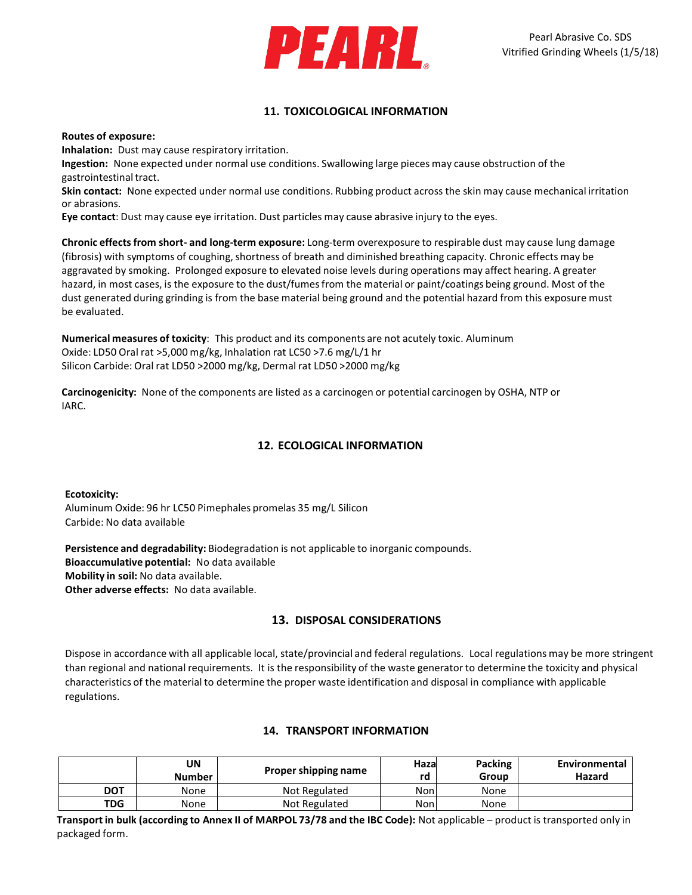## 11. TOXICOLOGICAL INFORMATION

**Routes of exposure:**
**Inhalation:** Dust may cause respiratory irritation.
**Ingestion:** None expected under normal use conditions. Swallowing large pieces may cause obstruction of the gastrointestinal tract.
**Skin contact:** None expected under normal use conditions. Rubbing product across the skin may cause mechanical irritation or abrasions.
**Eye contact**: Dust may cause eye irritation. Dust particles may cause abrasive injury to the eyes.

**Chronic effects from short- and long-term exposure:** Long-term overexposure to respirable dust may cause lung damage (fibrosis) with symptoms of coughing, shortness of breath and diminished breathing capacity. Chronic effects may be aggravated by smoking. Prolonged exposure to elevated noise levels during operations may affect hearing. A greater hazard, in most cases, is the exposure to the dust/fumes from the material or paint/coatings being ground. Most of the dust generated during grinding is from the base material being ground and the potential hazard from this exposure must be evaluated.

**Numerical measures of toxicity**: This product and its components are not acutely toxic. Aluminum Oxide: LD50 Oral rat >5,000 mg/kg, Inhalation rat LC50 >7.6 mg/L/1 hr
Silicon Carbide: Oral rat LD50 >2000 mg/kg, Dermal rat LD50 >2000 mg/kg

**Carcinogenicity:** None of the components are listed as a carcinogen or potential carcinogen by OSHA, NTP or IARC.

## 12. ECOLOGICAL INFORMATION

**Ecotoxicity:**
Aluminum Oxide: 96 hr LC50 Pimephales promelas 35 mg/L Silicon Carbide: No data available

**Persistence and degradability:** Biodegradation is not applicable to inorganic compounds.
**Bioaccumulative potential:** No data available
**Mobility in soil:** No data available.
**Other adverse effects:** No data available.

## 13. DISPOSAL CONSIDERATIONS

Dispose in accordance with all applicable local, state/provincial and federal regulations. Local regulations may be more stringent than regional and national requirements. It is the responsibility of the waste generator to determine the toxicity and physical characteristics of the material to determine the proper waste identification and disposal in compliance with applicable regulations.

## 14. TRANSPORT INFORMATION

| | UN Number | Proper shipping name | Hazard | Packing Group | Environmental Hazard |
|---|---|---|---|---|---|
| **DOT** | None | Not Regulated | Non | None | |
| **TDG** | None | Not Regulated | Non | None | |

**Transport in bulk (according to Annex II of MARPOL 73/78 and the IBC Code):** Not applicable – product is transported only in packaged form.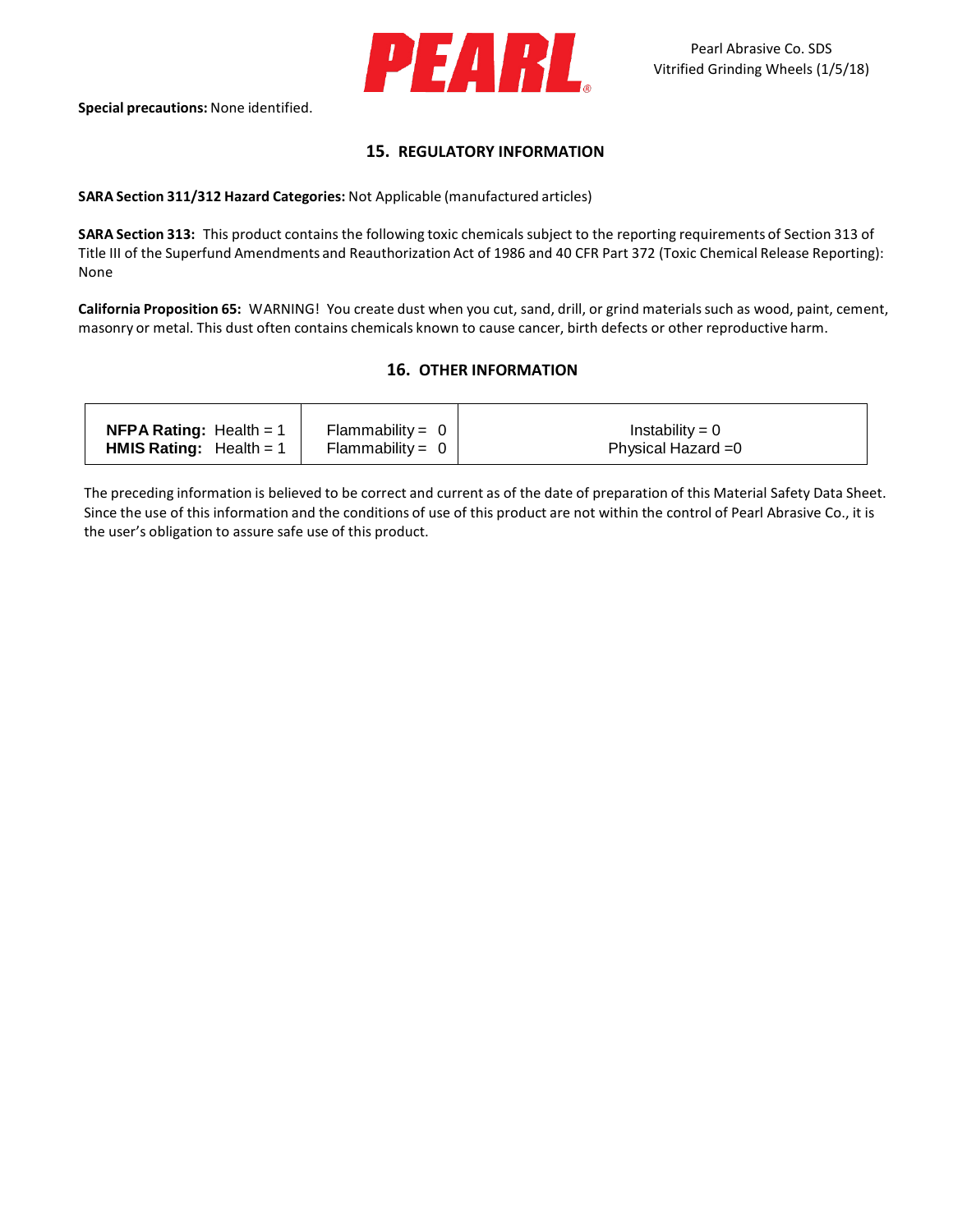**Special precautions:** None identified.

## 15. REGULATORY INFORMATION

**SARA Section 311/312 Hazard Categories:** Not Applicable (manufactured articles)

**SARA Section 313:** This product contains the following toxic chemicals subject to the reporting requirements of Section 313 of Title III of the Superfund Amendments and Reauthorization Act of 1986 and 40 CFR Part 372 (Toxic Chemical Release Reporting): None

**California Proposition 65:** WARNING! You create dust when you cut, sand, drill, or grind materials such as wood, paint, cement, masonry or metal. This dust often contains chemicals known to cause cancer, birth defects or other reproductive harm.

## 16. OTHER INFORMATION

| | | |
|---|---|---|
| **NFPA Rating:** Health = 1 | Flammability = 0 | Instability = 0 |
| **HMIS Rating:** Health = 1 | Flammability = 0 | Physical Hazard =0 |

The preceding information is believed to be correct and current as of the date of preparation of this Material Safety Data Sheet. Since the use of this information and the conditions of use of this product are not within the control of Pearl Abrasive Co., it is the user's obligation to assure safe use of this product.